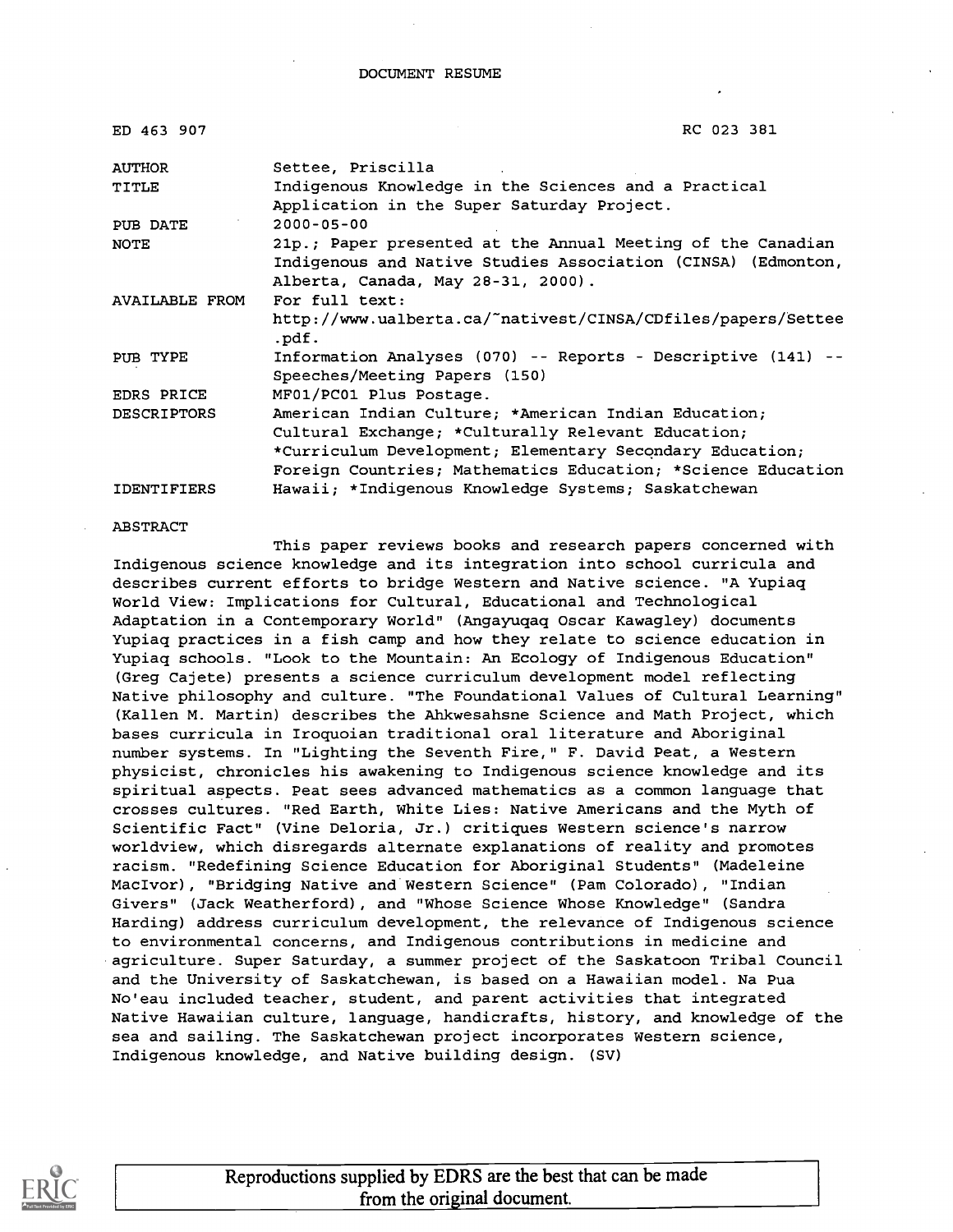DOCUMENT RESUME

| | |
|---|---|
| ED 463 907 | RC 023 381 |
| AUTHOR | Settee, Priscilla |
| TITLE | Indigenous Knowledge in the Sciences and a Practical Application in the Super Saturday Project. |
| PUB DATE | 2000-05-00 |
| NOTE | 21p.; Paper presented at the Annual Meeting of the Canadian Indigenous and Native Studies Association (CINSA) (Edmonton, Alberta, Canada, May 28-31, 2000). |
| AVAILABLE FROM | For full text: http://www.ualberta.ca/~nativest/CINSA/CDfiles/papers/Settee.pdf. |
| PUB TYPE | Information Analyses (070) -- Reports - Descriptive (141) -- Speeches/Meeting Papers (150) |
| EDRS PRICE | MF01/PC01 Plus Postage. |
| DESCRIPTORS | American Indian Culture; *American Indian Education; Cultural Exchange; *Culturally Relevant Education; *Curriculum Development; Elementary Secondary Education; Foreign Countries; Mathematics Education; *Science Education |
| IDENTIFIERS | Hawaii; *Indigenous Knowledge Systems; Saskatchewan |

ABSTRACT

This paper reviews books and research papers concerned with Indigenous science knowledge and its integration into school curricula and describes current efforts to bridge Western and Native science. "A Yupiaq World View: Implications for Cultural, Educational and Technological Adaptation in a Contemporary World" (Angayuqaq Oscar Kawagley) documents Yupiaq practices in a fish camp and how they relate to science education in Yupiaq schools. "Look to the Mountain: An Ecology of Indigenous Education" (Greg Cajete) presents a science curriculum development model reflecting Native philosophy and culture. "The Foundational Values of Cultural Learning" (Kallen M. Martin) describes the Ahkwesahsne Science and Math Project, which bases curricula in Iroquoian traditional oral literature and Aboriginal number systems. In "Lighting the Seventh Fire," F. David Peat, a Western physicist, chronicles his awakening to Indigenous science knowledge and its spiritual aspects. Peat sees advanced mathematics as a common language that crosses cultures. "Red Earth, White Lies: Native Americans and the Myth of Scientific Fact" (Vine Deloria, Jr.) critiques Western science's narrow worldview, which disregards alternate explanations of reality and promotes racism. "Redefining Science Education for Aboriginal Students" (Madeleine MacIvor), "Bridging Native and Western Science" (Pam Colorado), "Indian Givers" (Jack Weatherford), and "Whose Science Whose Knowledge" (Sandra Harding) address curriculum development, the relevance of Indigenous science to environmental concerns, and Indigenous contributions in medicine and agriculture. Super Saturday, a summer project of the Saskatoon Tribal Council and the University of Saskatchewan, is based on a Hawaiian model. Na Pua No'eau included teacher, student, and parent activities that integrated Native Hawaiian culture, language, handicrafts, history, and knowledge of the sea and sailing. The Saskatchewan project incorporates Western science, Indigenous knowledge, and Native building design. (SV)

Reproductions supplied by EDRS are the best that can be made from the original document.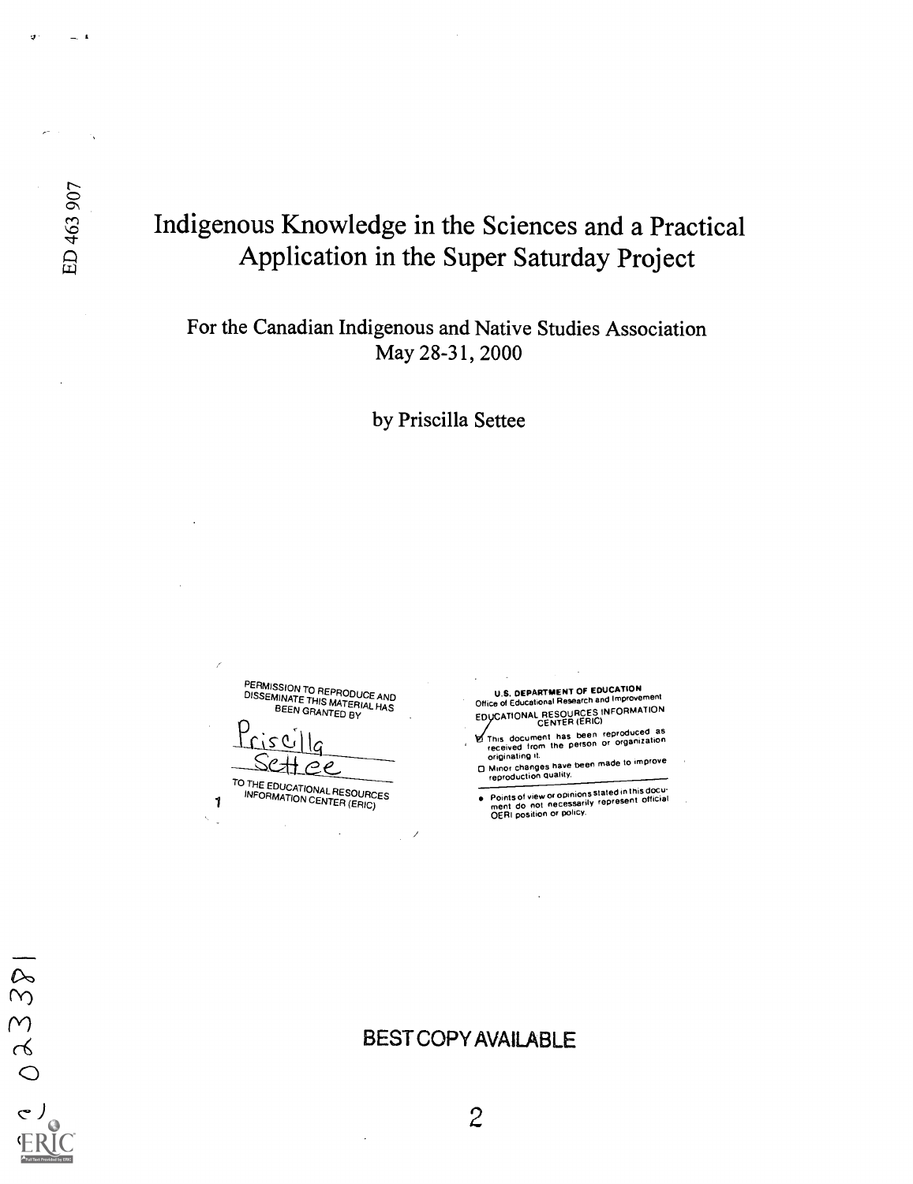ED 463 907

# Indigenous Knowledge in the Sciences and a Practical Application in the Super Saturday Project

For the Canadian Indigenous and Native Studies Association
May 28-31, 2000

by Priscilla Settee

PERMISSION TO REPRODUCE AND DISSEMINATE THIS MATERIAL HAS BEEN GRANTED BY

Priscilla Settee

TO THE EDUCATIONAL RESOURCES INFORMATION CENTER (ERIC)

U.S. DEPARTMENT OF EDUCATION
Office of Educational Research and Improvement
EDUCATIONAL RESOURCES INFORMATION CENTER (ERIC)

- ☑ This document has been reproduced as received from the person or organization originating it.
- ☐ Minor changes have been made to improve reproduction quality.

- Points of view or opinions stated in this document do not necessarily represent official OERI position or policy.

BEST COPY AVAILABLE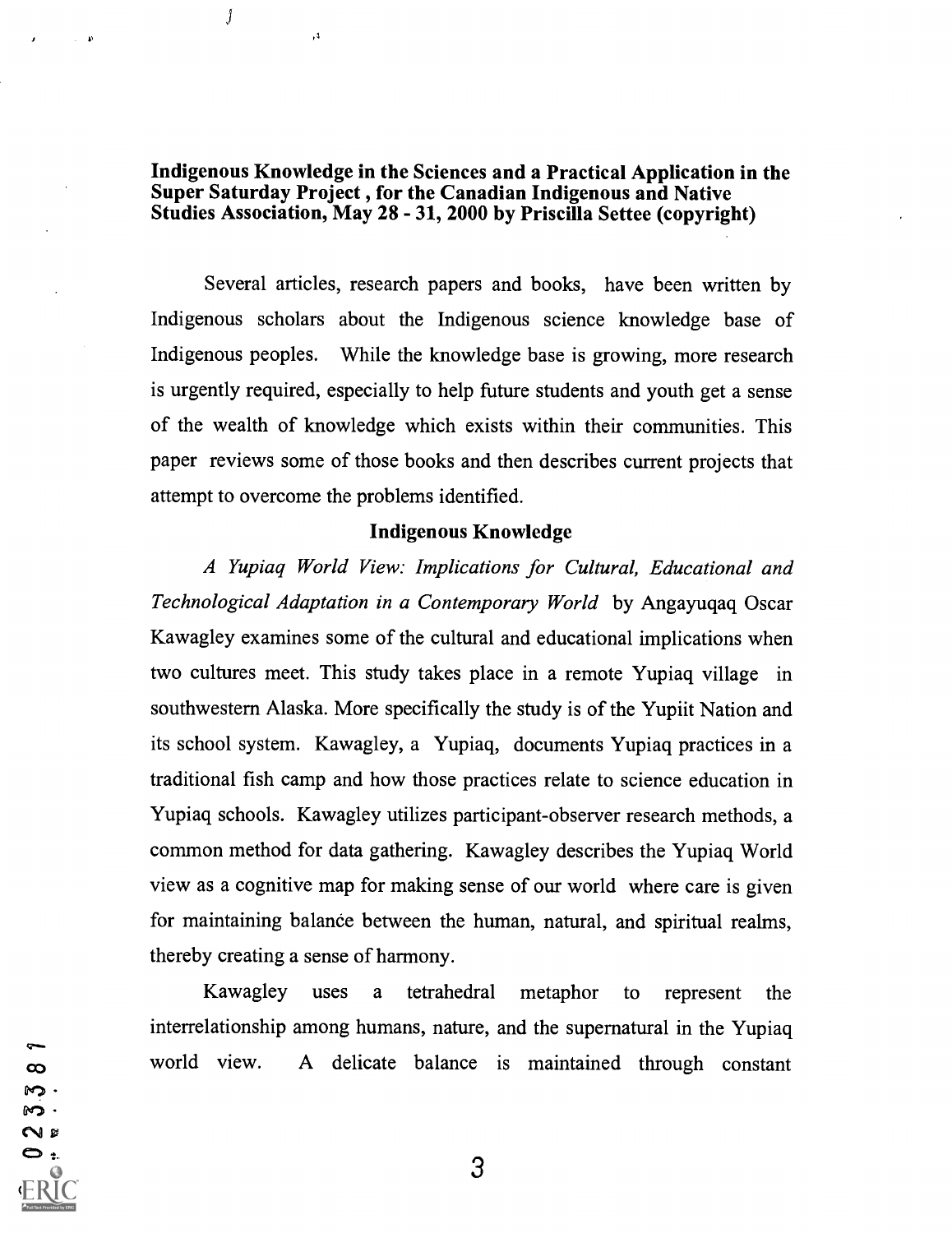**Indigenous Knowledge in the Sciences and a Practical Application in the Super Saturday Project , for the Canadian Indigenous and Native Studies Association, May 28 - 31, 2000 by Priscilla Settee (copyright)**

Several articles, research papers and books, have been written by Indigenous scholars about the Indigenous science knowledge base of Indigenous peoples. While the knowledge base is growing, more research is urgently required, especially to help future students and youth get a sense of the wealth of knowledge which exists within their communities. This paper reviews some of those books and then describes current projects that attempt to overcome the problems identified.

## Indigenous Knowledge

*A Yupiaq World View: Implications for Cultural, Educational and Technological Adaptation in a Contemporary World* by Angayuqaq Oscar Kawagley examines some of the cultural and educational implications when two cultures meet. This study takes place in a remote Yupiaq village in southwestern Alaska. More specifically the study is of the Yupiit Nation and its school system. Kawagley, a Yupiaq, documents Yupiaq practices in a traditional fish camp and how those practices relate to science education in Yupiaq schools. Kawagley utilizes participant-observer research methods, a common method for data gathering. Kawagley describes the Yupiaq World view as a cognitive map for making sense of our world where care is given for maintaining balance between the human, natural, and spiritual realms, thereby creating a sense of harmony.

Kawagley uses a tetrahedral metaphor to represent the interrelationship among humans, nature, and the supernatural in the Yupiaq world view. A delicate balance is maintained through constant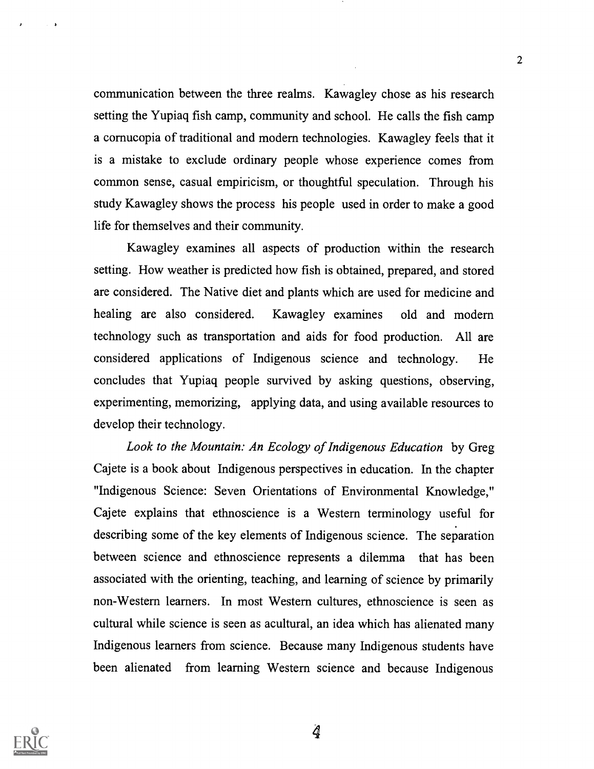communication between the three realms. Kawagley chose as his research setting the Yupiaq fish camp, community and school. He calls the fish camp a cornucopia of traditional and modern technologies. Kawagley feels that it is a mistake to exclude ordinary people whose experience comes from common sense, casual empiricism, or thoughtful speculation. Through his study Kawagley shows the process his people used in order to make a good life for themselves and their community.

Kawagley examines all aspects of production within the research setting. How weather is predicted how fish is obtained, prepared, and stored are considered. The Native diet and plants which are used for medicine and healing are also considered. Kawagley examines old and modern technology such as transportation and aids for food production. All are considered applications of Indigenous science and technology. He concludes that Yupiaq people survived by asking questions, observing, experimenting, memorizing, applying data, and using available resources to develop their technology.

*Look to the Mountain: An Ecology of Indigenous Education* by Greg Cajete is a book about Indigenous perspectives in education. In the chapter "Indigenous Science: Seven Orientations of Environmental Knowledge," Cajete explains that ethnoscience is a Western terminology useful for describing some of the key elements of Indigenous science. The separation between science and ethnoscience represents a dilemma that has been associated with the orienting, teaching, and learning of science by primarily non-Western learners. In most Western cultures, ethnoscience is seen as cultural while science is seen as acultural, an idea which has alienated many Indigenous learners from science. Because many Indigenous students have been alienated from learning Western science and because Indigenous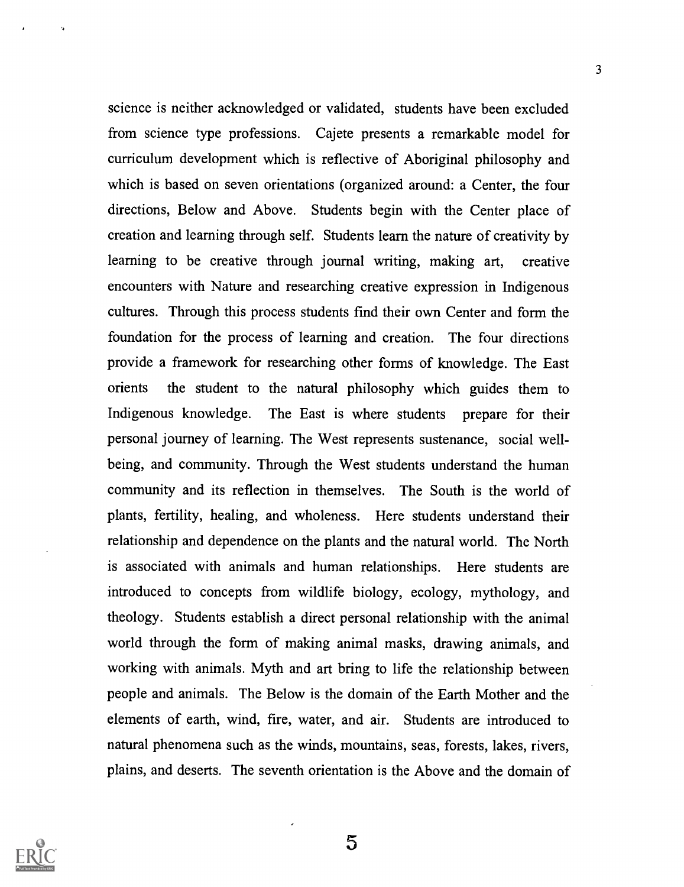science is neither acknowledged or validated, students have been excluded from science type professions. Cajete presents a remarkable model for curriculum development which is reflective of Aboriginal philosophy and which is based on seven orientations (organized around: a Center, the four directions, Below and Above. Students begin with the Center place of creation and learning through self. Students learn the nature of creativity by learning to be creative through journal writing, making art, creative encounters with Nature and researching creative expression in Indigenous cultures. Through this process students find their own Center and form the foundation for the process of learning and creation. The four directions provide a framework for researching other forms of knowledge. The East orients the student to the natural philosophy which guides them to Indigenous knowledge. The East is where students prepare for their personal journey of learning. The West represents sustenance, social well-being, and community. Through the West students understand the human community and its reflection in themselves. The South is the world of plants, fertility, healing, and wholeness. Here students understand their relationship and dependence on the plants and the natural world. The North is associated with animals and human relationships. Here students are introduced to concepts from wildlife biology, ecology, mythology, and theology. Students establish a direct personal relationship with the animal world through the form of making animal masks, drawing animals, and working with animals. Myth and art bring to life the relationship between people and animals. The Below is the domain of the Earth Mother and the elements of earth, wind, fire, water, and air. Students are introduced to natural phenomena such as the winds, mountains, seas, forests, lakes, rivers, plains, and deserts. The seventh orientation is the Above and the domain of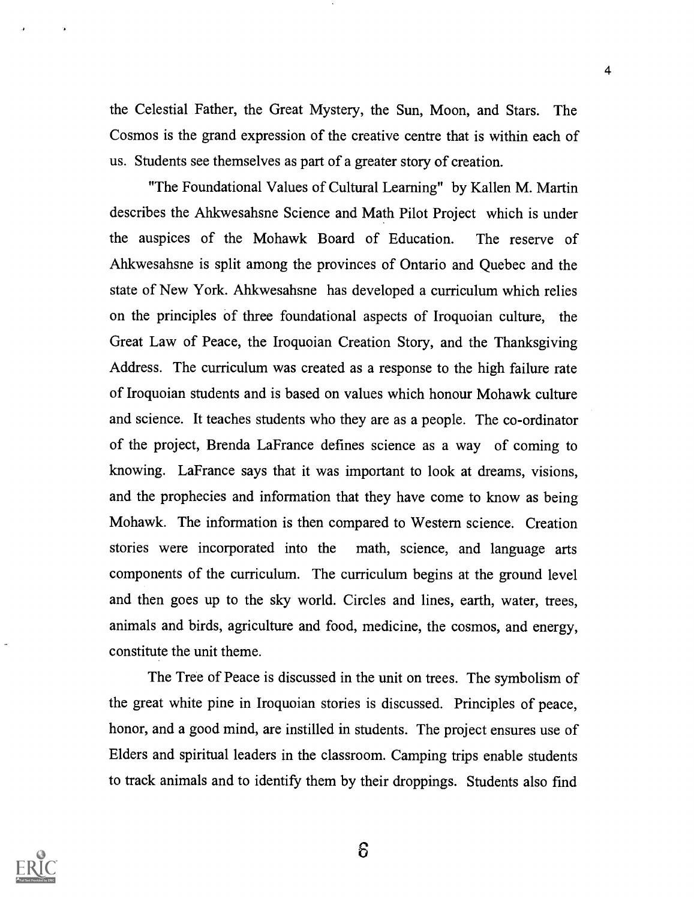the Celestial Father, the Great Mystery, the Sun, Moon, and Stars. The Cosmos is the grand expression of the creative centre that is within each of us. Students see themselves as part of a greater story of creation.

"The Foundational Values of Cultural Learning" by Kallen M. Martin describes the Ahkwesahsne Science and Math Pilot Project which is under the auspices of the Mohawk Board of Education. The reserve of Ahkwesahsne is split among the provinces of Ontario and Quebec and the state of New York. Ahkwesahsne has developed a curriculum which relies on the principles of three foundational aspects of Iroquoian culture, the Great Law of Peace, the Iroquoian Creation Story, and the Thanksgiving Address. The curriculum was created as a response to the high failure rate of Iroquoian students and is based on values which honour Mohawk culture and science. It teaches students who they are as a people. The co-ordinator of the project, Brenda LaFrance defines science as a way of coming to knowing. LaFrance says that it was important to look at dreams, visions, and the prophecies and information that they have come to know as being Mohawk. The information is then compared to Western science. Creation stories were incorporated into the math, science, and language arts components of the curriculum. The curriculum begins at the ground level and then goes up to the sky world. Circles and lines, earth, water, trees, animals and birds, agriculture and food, medicine, the cosmos, and energy, constitute the unit theme.

The Tree of Peace is discussed in the unit on trees. The symbolism of the great white pine in Iroquoian stories is discussed. Principles of peace, honor, and a good mind, are instilled in students. The project ensures use of Elders and spiritual leaders in the classroom. Camping trips enable students to track animals and to identify them by their droppings. Students also find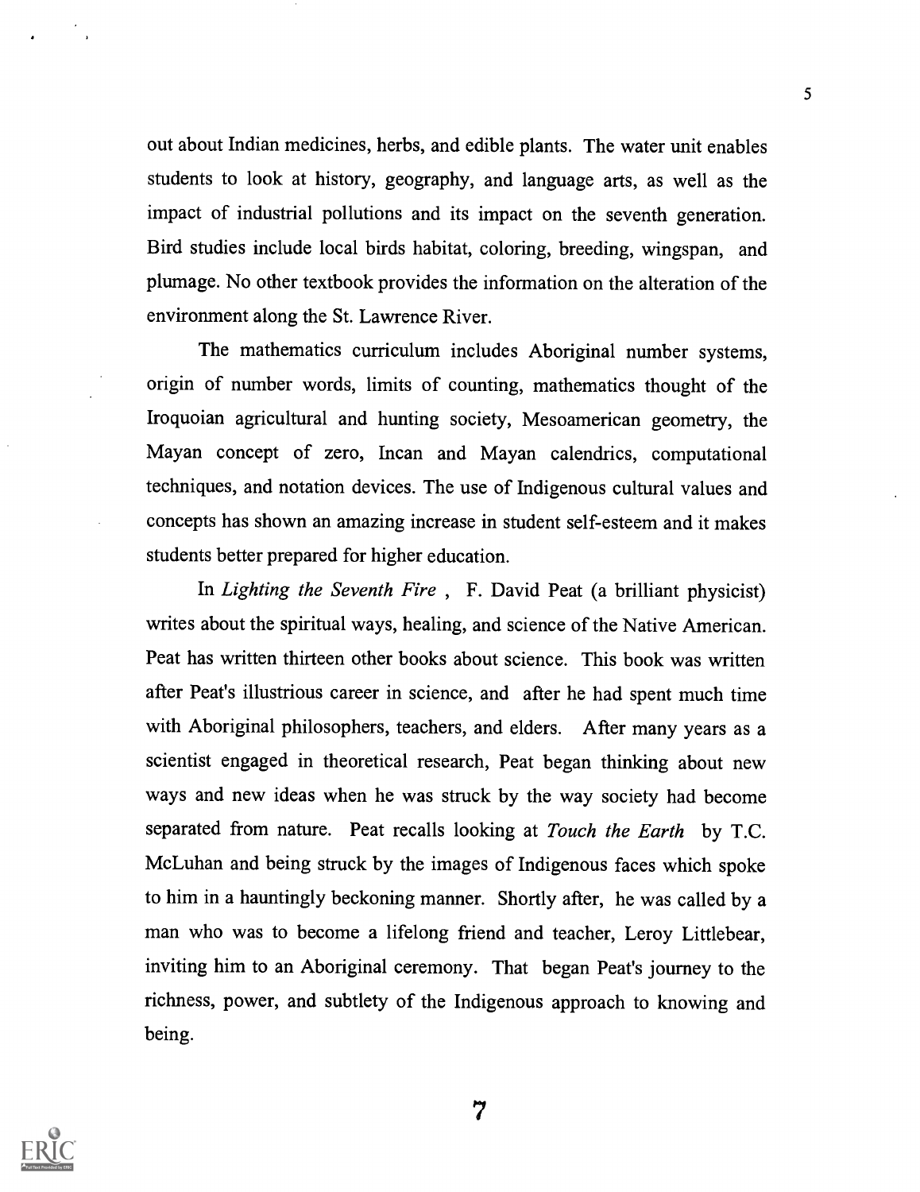out about Indian medicines, herbs, and edible plants. The water unit enables students to look at history, geography, and language arts, as well as the impact of industrial pollutions and its impact on the seventh generation. Bird studies include local birds habitat, coloring, breeding, wingspan, and plumage. No other textbook provides the information on the alteration of the environment along the St. Lawrence River.

The mathematics curriculum includes Aboriginal number systems, origin of number words, limits of counting, mathematics thought of the Iroquoian agricultural and hunting society, Mesoamerican geometry, the Mayan concept of zero, Incan and Mayan calendrics, computational techniques, and notation devices. The use of Indigenous cultural values and concepts has shown an amazing increase in student self-esteem and it makes students better prepared for higher education.

In *Lighting the Seventh Fire* , F. David Peat (a brilliant physicist) writes about the spiritual ways, healing, and science of the Native American. Peat has written thirteen other books about science. This book was written after Peat's illustrious career in science, and after he had spent much time with Aboriginal philosophers, teachers, and elders. After many years as a scientist engaged in theoretical research, Peat began thinking about new ways and new ideas when he was struck by the way society had become separated from nature. Peat recalls looking at *Touch the Earth* by T.C. McLuhan and being struck by the images of Indigenous faces which spoke to him in a hauntingly beckoning manner. Shortly after, he was called by a man who was to become a lifelong friend and teacher, Leroy Littlebear, inviting him to an Aboriginal ceremony. That began Peat's journey to the richness, power, and subtlety of the Indigenous approach to knowing and being.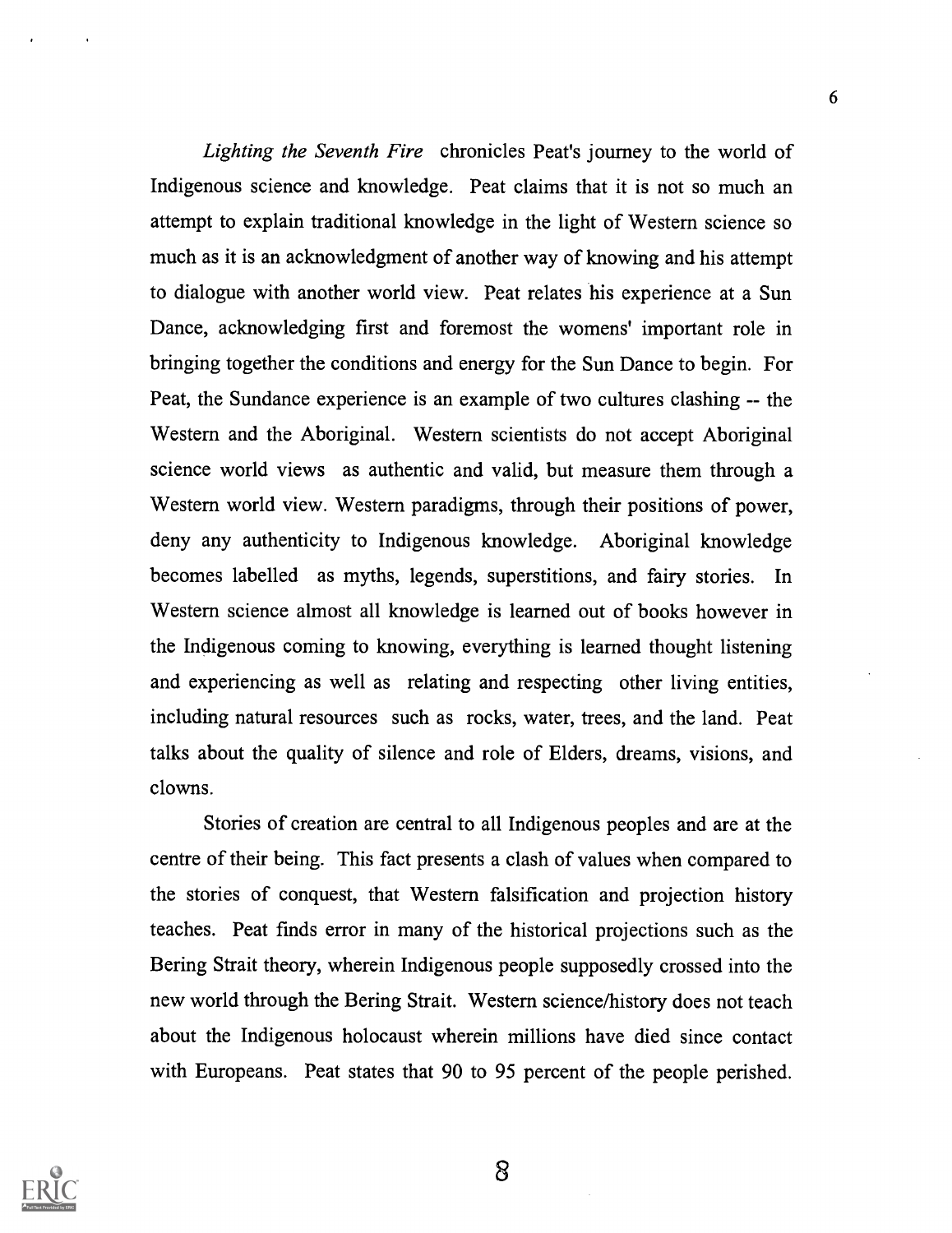*Lighting the Seventh Fire* chronicles Peat's journey to the world of Indigenous science and knowledge. Peat claims that it is not so much an attempt to explain traditional knowledge in the light of Western science so much as it is an acknowledgment of another way of knowing and his attempt to dialogue with another world view. Peat relates his experience at a Sun Dance, acknowledging first and foremost the womens' important role in bringing together the conditions and energy for the Sun Dance to begin. For Peat, the Sundance experience is an example of two cultures clashing -- the Western and the Aboriginal. Western scientists do not accept Aboriginal science world views as authentic and valid, but measure them through a Western world view. Western paradigms, through their positions of power, deny any authenticity to Indigenous knowledge. Aboriginal knowledge becomes labelled as myths, legends, superstitions, and fairy stories. In Western science almost all knowledge is learned out of books however in the Indigenous coming to knowing, everything is learned thought listening and experiencing as well as relating and respecting other living entities, including natural resources such as rocks, water, trees, and the land. Peat talks about the quality of silence and role of Elders, dreams, visions, and clowns.

Stories of creation are central to all Indigenous peoples and are at the centre of their being. This fact presents a clash of values when compared to the stories of conquest, that Western falsification and projection history teaches. Peat finds error in many of the historical projections such as the Bering Strait theory, wherein Indigenous people supposedly crossed into the new world through the Bering Strait. Western science/history does not teach about the Indigenous holocaust wherein millions have died since contact with Europeans. Peat states that 90 to 95 percent of the people perished.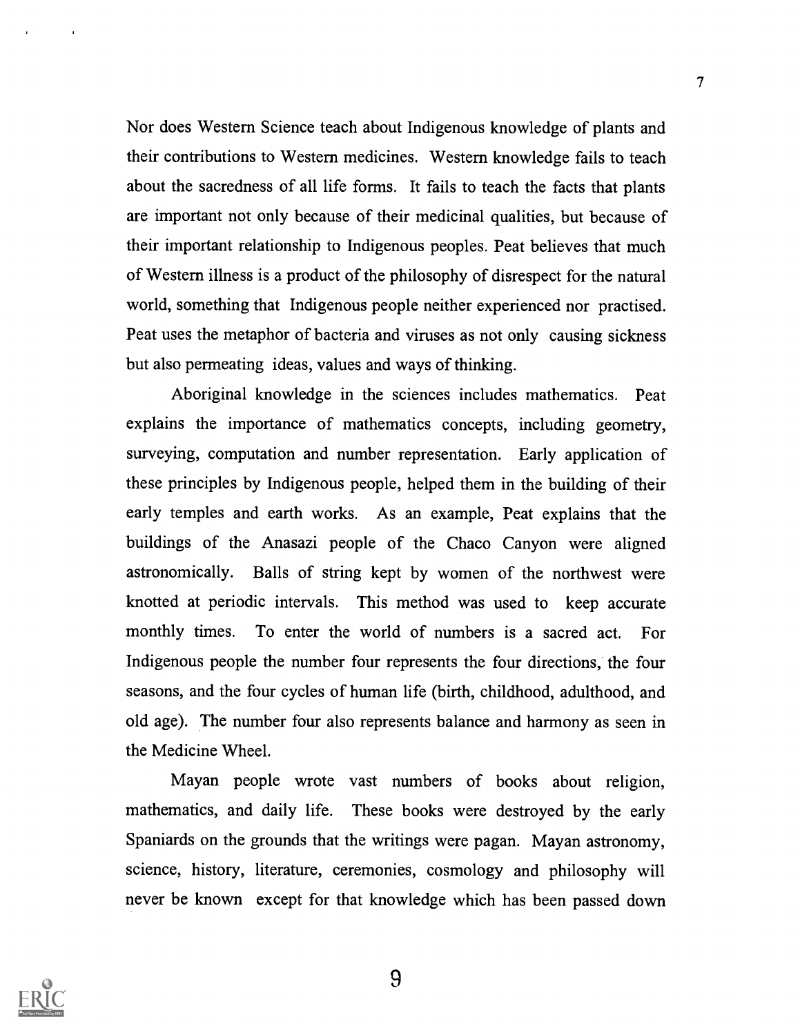Nor does Western Science teach about Indigenous knowledge of plants and their contributions to Western medicines. Western knowledge fails to teach about the sacredness of all life forms. It fails to teach the facts that plants are important not only because of their medicinal qualities, but because of their important relationship to Indigenous peoples. Peat believes that much of Western illness is a product of the philosophy of disrespect for the natural world, something that Indigenous people neither experienced nor practised. Peat uses the metaphor of bacteria and viruses as not only causing sickness but also permeating ideas, values and ways of thinking.

Aboriginal knowledge in the sciences includes mathematics. Peat explains the importance of mathematics concepts, including geometry, surveying, computation and number representation. Early application of these principles by Indigenous people, helped them in the building of their early temples and earth works. As an example, Peat explains that the buildings of the Anasazi people of the Chaco Canyon were aligned astronomically. Balls of string kept by women of the northwest were knotted at periodic intervals. This method was used to keep accurate monthly times. To enter the world of numbers is a sacred act. For Indigenous people the number four represents the four directions, the four seasons, and the four cycles of human life (birth, childhood, adulthood, and old age). The number four also represents balance and harmony as seen in the Medicine Wheel.

Mayan people wrote vast numbers of books about religion, mathematics, and daily life. These books were destroyed by the early Spaniards on the grounds that the writings were pagan. Mayan astronomy, science, history, literature, ceremonies, cosmology and philosophy will never be known except for that knowledge which has been passed down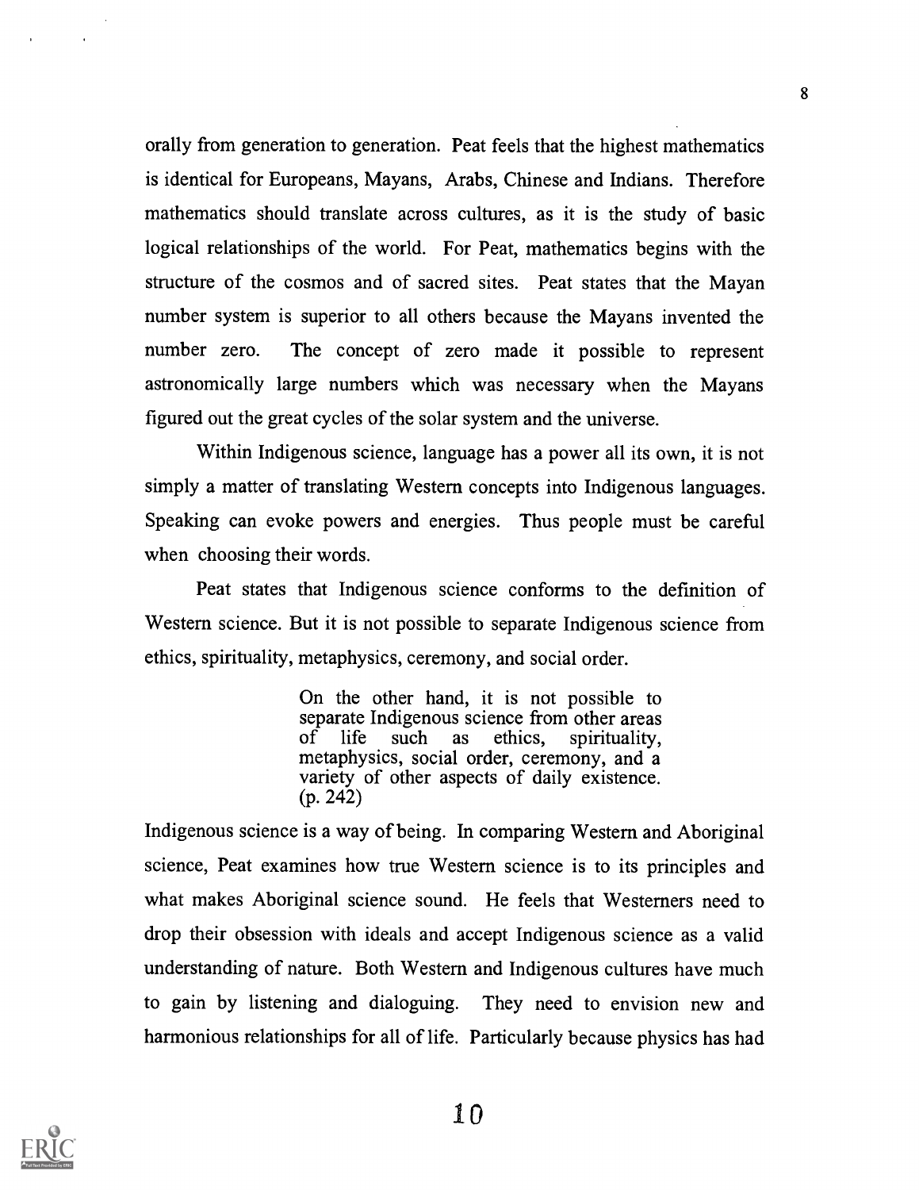orally from generation to generation. Peat feels that the highest mathematics is identical for Europeans, Mayans, Arabs, Chinese and Indians. Therefore mathematics should translate across cultures, as it is the study of basic logical relationships of the world. For Peat, mathematics begins with the structure of the cosmos and of sacred sites. Peat states that the Mayan number system is superior to all others because the Mayans invented the number zero. The concept of zero made it possible to represent astronomically large numbers which was necessary when the Mayans figured out the great cycles of the solar system and the universe.

Within Indigenous science, language has a power all its own, it is not simply a matter of translating Western concepts into Indigenous languages. Speaking can evoke powers and energies. Thus people must be careful when choosing their words.

Peat states that Indigenous science conforms to the definition of Western science. But it is not possible to separate Indigenous science from ethics, spirituality, metaphysics, ceremony, and social order.

> On the other hand, it is not possible to separate Indigenous science from other areas of life such as ethics, spirituality, metaphysics, social order, ceremony, and a variety of other aspects of daily existence. (p. 242)

Indigenous science is a way of being. In comparing Western and Aboriginal science, Peat examines how true Western science is to its principles and what makes Aboriginal science sound. He feels that Westerners need to drop their obsession with ideals and accept Indigenous science as a valid understanding of nature. Both Western and Indigenous cultures have much to gain by listening and dialoguing. They need to envision new and harmonious relationships for all of life. Particularly because physics has had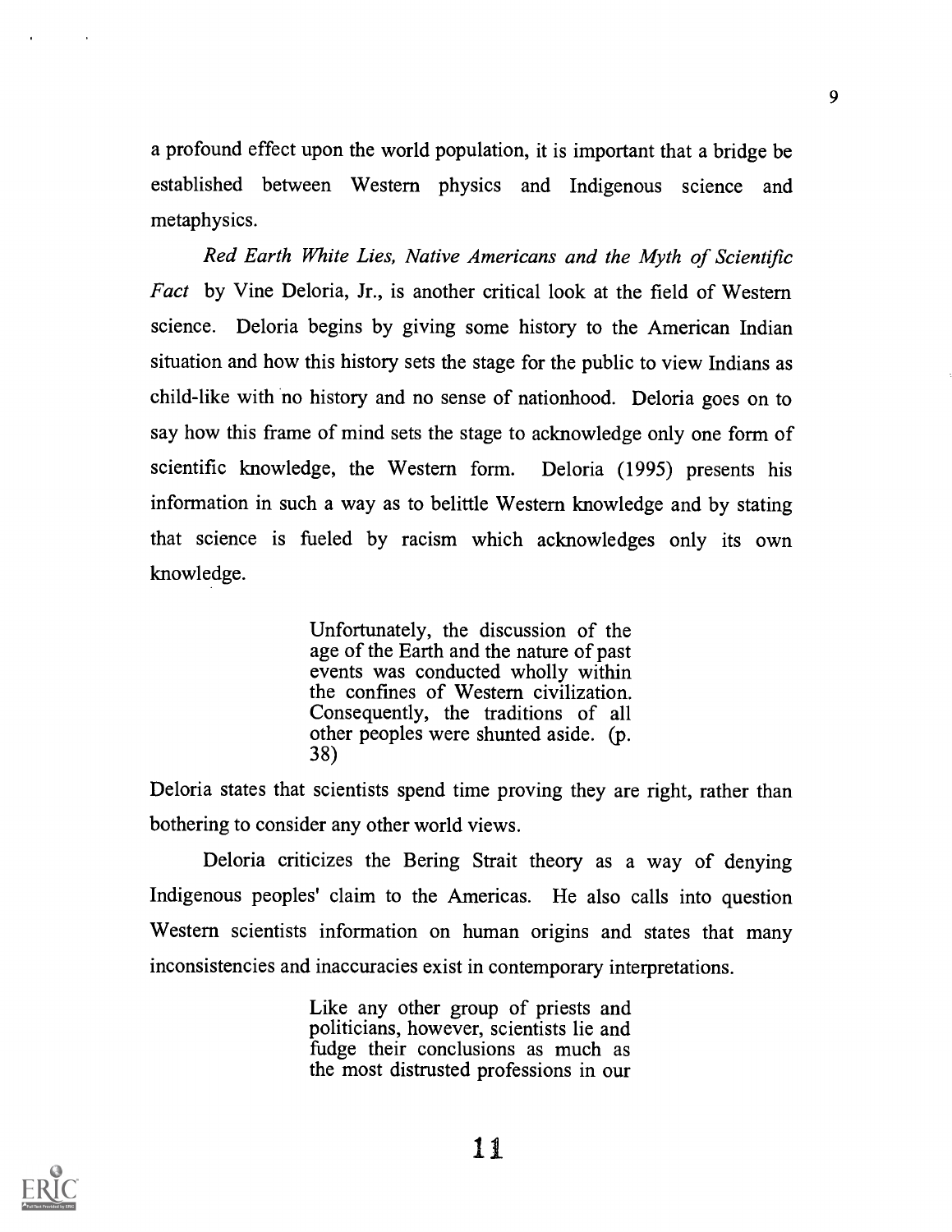a profound effect upon the world population, it is important that a bridge be established between Western physics and Indigenous science and metaphysics.

*Red Earth White Lies, Native Americans and the Myth of Scientific Fact* by Vine Deloria, Jr., is another critical look at the field of Western science. Deloria begins by giving some history to the American Indian situation and how this history sets the stage for the public to view Indians as child-like with no history and no sense of nationhood. Deloria goes on to say how this frame of mind sets the stage to acknowledge only one form of scientific knowledge, the Western form. Deloria (1995) presents his information in such a way as to belittle Western knowledge and by stating that science is fueled by racism which acknowledges only its own knowledge.

> Unfortunately, the discussion of the age of the Earth and the nature of past events was conducted wholly within the confines of Western civilization. Consequently, the traditions of all other peoples were shunted aside. (p. 38)

Deloria states that scientists spend time proving they are right, rather than bothering to consider any other world views.

Deloria criticizes the Bering Strait theory as a way of denying Indigenous peoples' claim to the Americas. He also calls into question Western scientists information on human origins and states that many inconsistencies and inaccuracies exist in contemporary interpretations.

> Like any other group of priests and politicians, however, scientists lie and fudge their conclusions as much as the most distrusted professions in our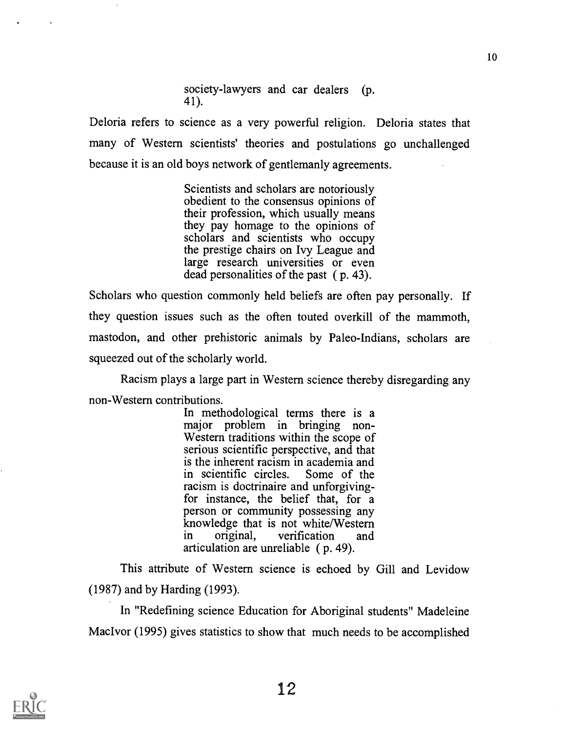> society-lawyers and car dealers (p. 41).

Deloria refers to science as a very powerful religion. Deloria states that many of Western scientists' theories and postulations go unchallenged because it is an old boys network of gentlemanly agreements.

> Scientists and scholars are notoriously obedient to the consensus opinions of their profession, which usually means they pay homage to the opinions of scholars and scientists who occupy the prestige chairs on Ivy League and large research universities or even dead personalities of the past ( p. 43).

Scholars who question commonly held beliefs are often pay personally. If they question issues such as the often touted overkill of the mammoth, mastodon, and other prehistoric animals by Paleo-Indians, scholars are squeezed out of the scholarly world.

Racism plays a large part in Western science thereby disregarding any non-Western contributions.

> In methodological terms there is a major problem in bringing non-Western traditions within the scope of serious scientific perspective, and that is the inherent racism in academia and in scientific circles. Some of the racism is doctrinaire and unforgiving-for instance, the belief that, for a person or community possessing any knowledge that is not white/Western in original, verification and articulation are unreliable ( p. 49).

This attribute of Western science is echoed by Gill and Levidow (1987) and by Harding (1993).

In "Redefining science Education for Aboriginal students" Madeleine MacIvor (1995) gives statistics to show that much needs to be accomplished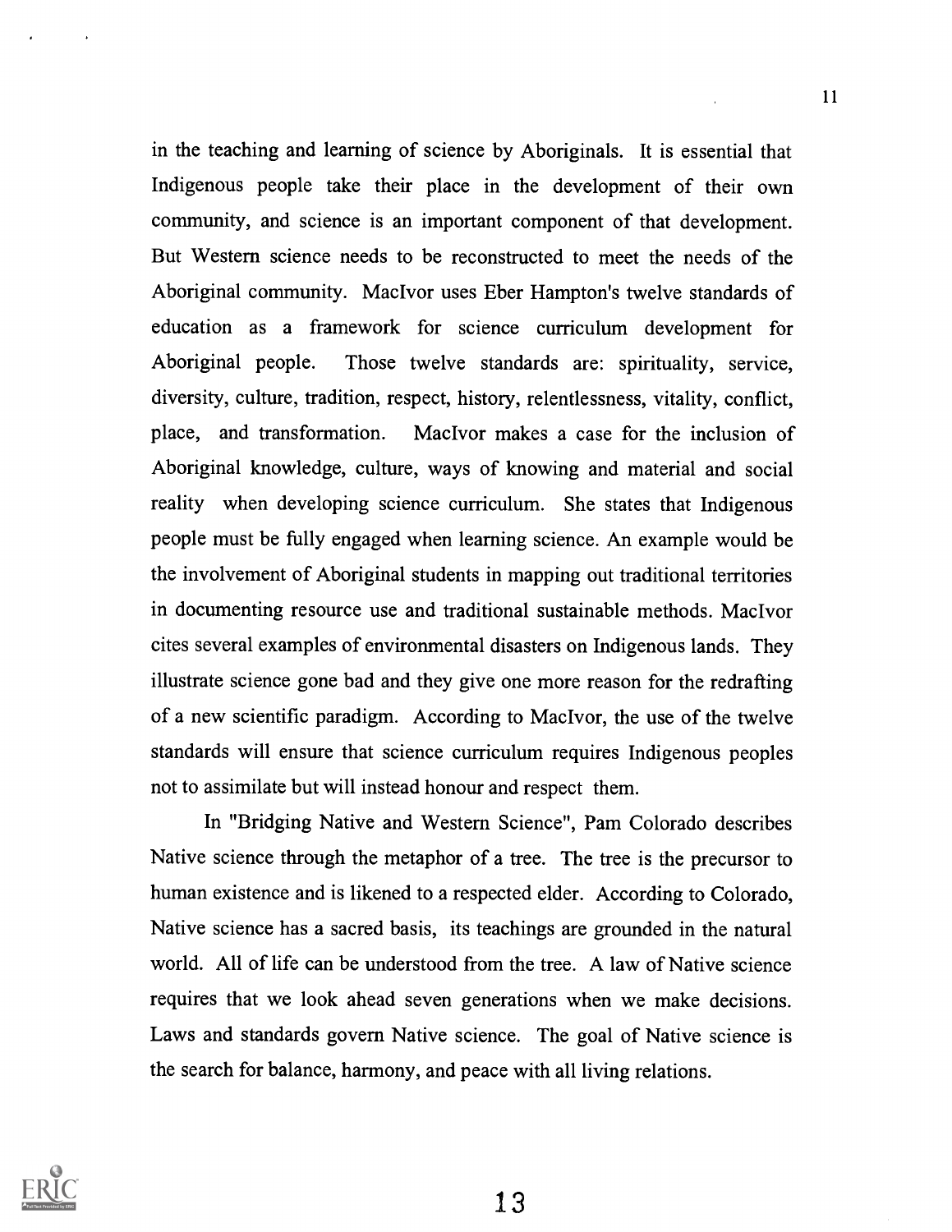in the teaching and learning of science by Aboriginals. It is essential that Indigenous people take their place in the development of their own community, and science is an important component of that development. But Western science needs to be reconstructed to meet the needs of the Aboriginal community. MacIvor uses Eber Hampton's twelve standards of education as a framework for science curriculum development for Aboriginal people. Those twelve standards are: spirituality, service, diversity, culture, tradition, respect, history, relentlessness, vitality, conflict, place, and transformation. MacIvor makes a case for the inclusion of Aboriginal knowledge, culture, ways of knowing and material and social reality when developing science curriculum. She states that Indigenous people must be fully engaged when learning science. An example would be the involvement of Aboriginal students in mapping out traditional territories in documenting resource use and traditional sustainable methods. MacIvor cites several examples of environmental disasters on Indigenous lands. They illustrate science gone bad and they give one more reason for the redrafting of a new scientific paradigm. According to MacIvor, the use of the twelve standards will ensure that science curriculum requires Indigenous peoples not to assimilate but will instead honour and respect them.

In "Bridging Native and Western Science", Pam Colorado describes Native science through the metaphor of a tree. The tree is the precursor to human existence and is likened to a respected elder. According to Colorado, Native science has a sacred basis, its teachings are grounded in the natural world. All of life can be understood from the tree. A law of Native science requires that we look ahead seven generations when we make decisions. Laws and standards govern Native science. The goal of Native science is the search for balance, harmony, and peace with all living relations.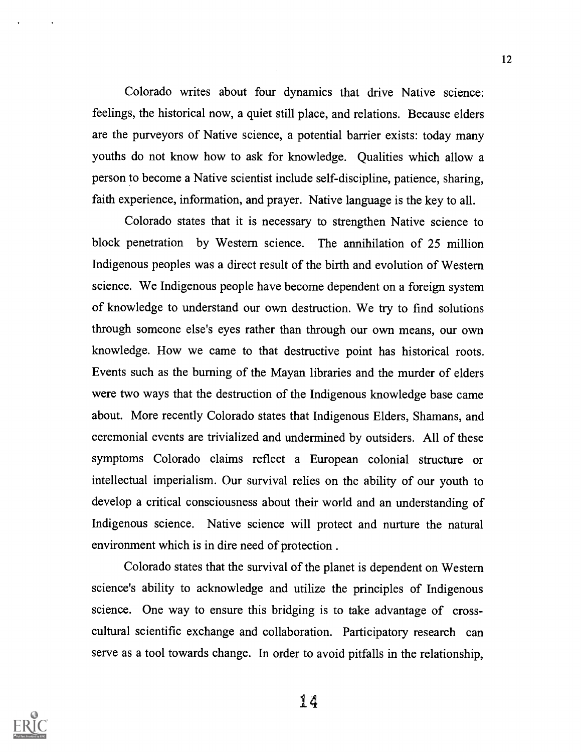Colorado writes about four dynamics that drive Native science: feelings, the historical now, a quiet still place, and relations. Because elders are the purveyors of Native science, a potential barrier exists: today many youths do not know how to ask for knowledge. Qualities which allow a person to become a Native scientist include self-discipline, patience, sharing, faith experience, information, and prayer. Native language is the key to all.

Colorado states that it is necessary to strengthen Native science to block penetration by Western science. The annihilation of 25 million Indigenous peoples was a direct result of the birth and evolution of Western science. We Indigenous people have become dependent on a foreign system of knowledge to understand our own destruction. We try to find solutions through someone else's eyes rather than through our own means, our own knowledge. How we came to that destructive point has historical roots. Events such as the burning of the Mayan libraries and the murder of elders were two ways that the destruction of the Indigenous knowledge base came about. More recently Colorado states that Indigenous Elders, Shamans, and ceremonial events are trivialized and undermined by outsiders. All of these symptoms Colorado claims reflect a European colonial structure or intellectual imperialism. Our survival relies on the ability of our youth to develop a critical consciousness about their world and an understanding of Indigenous science. Native science will protect and nurture the natural environment which is in dire need of protection .

Colorado states that the survival of the planet is dependent on Western science's ability to acknowledge and utilize the principles of Indigenous science. One way to ensure this bridging is to take advantage of cross-cultural scientific exchange and collaboration. Participatory research can serve as a tool towards change. In order to avoid pitfalls in the relationship,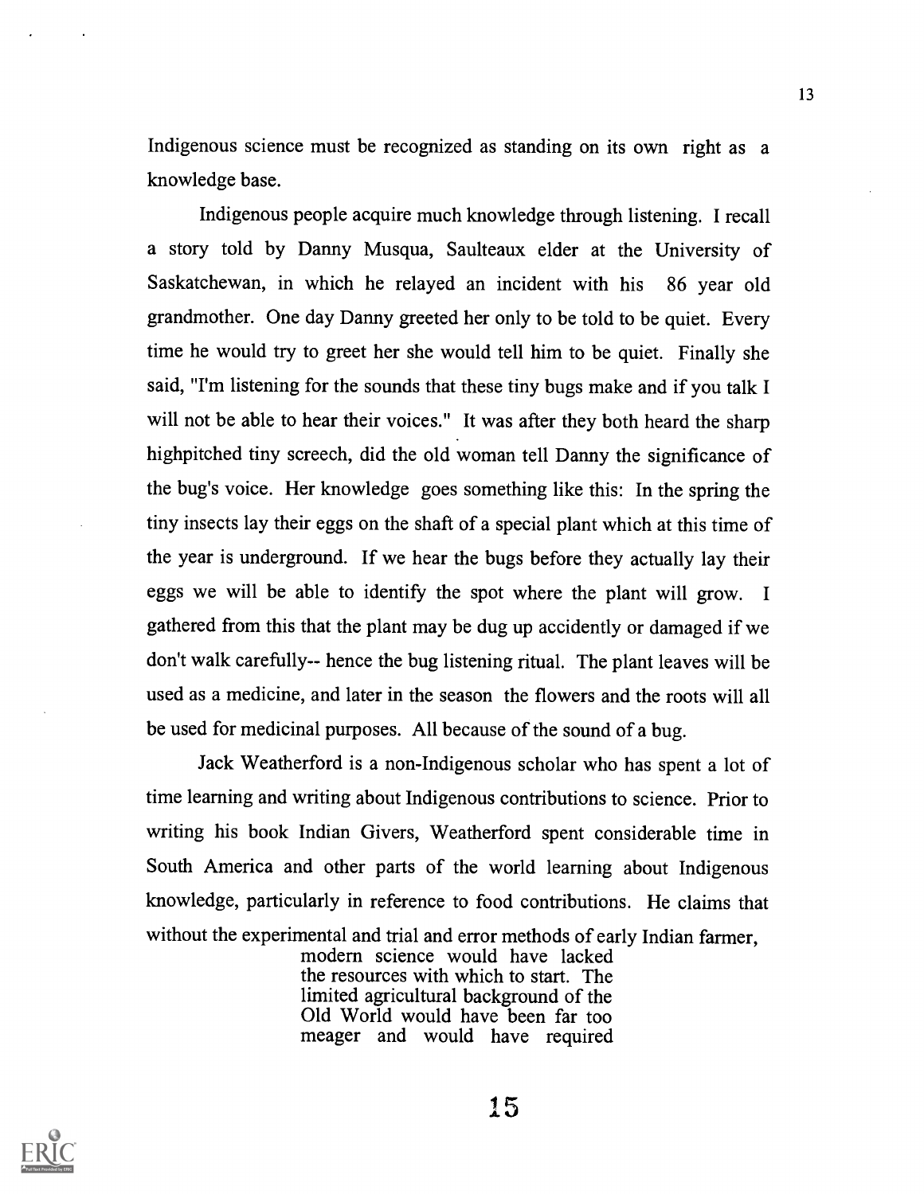Indigenous science must be recognized as standing on its own right as a knowledge base.

Indigenous people acquire much knowledge through listening. I recall a story told by Danny Musqua, Saulteaux elder at the University of Saskatchewan, in which he relayed an incident with his 86 year old grandmother. One day Danny greeted her only to be told to be quiet. Every time he would try to greet her she would tell him to be quiet. Finally she said, "I'm listening for the sounds that these tiny bugs make and if you talk I will not be able to hear their voices." It was after they both heard the sharp highpitched tiny screech, did the old woman tell Danny the significance of the bug's voice. Her knowledge goes something like this: In the spring the tiny insects lay their eggs on the shaft of a special plant which at this time of the year is underground. If we hear the bugs before they actually lay their eggs we will be able to identify the spot where the plant will grow. I gathered from this that the plant may be dug up accidently or damaged if we don't walk carefully-- hence the bug listening ritual. The plant leaves will be used as a medicine, and later in the season the flowers and the roots will all be used for medicinal purposes. All because of the sound of a bug.

Jack Weatherford is a non-Indigenous scholar who has spent a lot of time learning and writing about Indigenous contributions to science. Prior to writing his book Indian Givers, Weatherford spent considerable time in South America and other parts of the world learning about Indigenous knowledge, particularly in reference to food contributions. He claims that without the experimental and trial and error methods of early Indian farmer,

> modern science would have lacked the resources with which to start. The limited agricultural background of the Old World would have been far too meager and would have required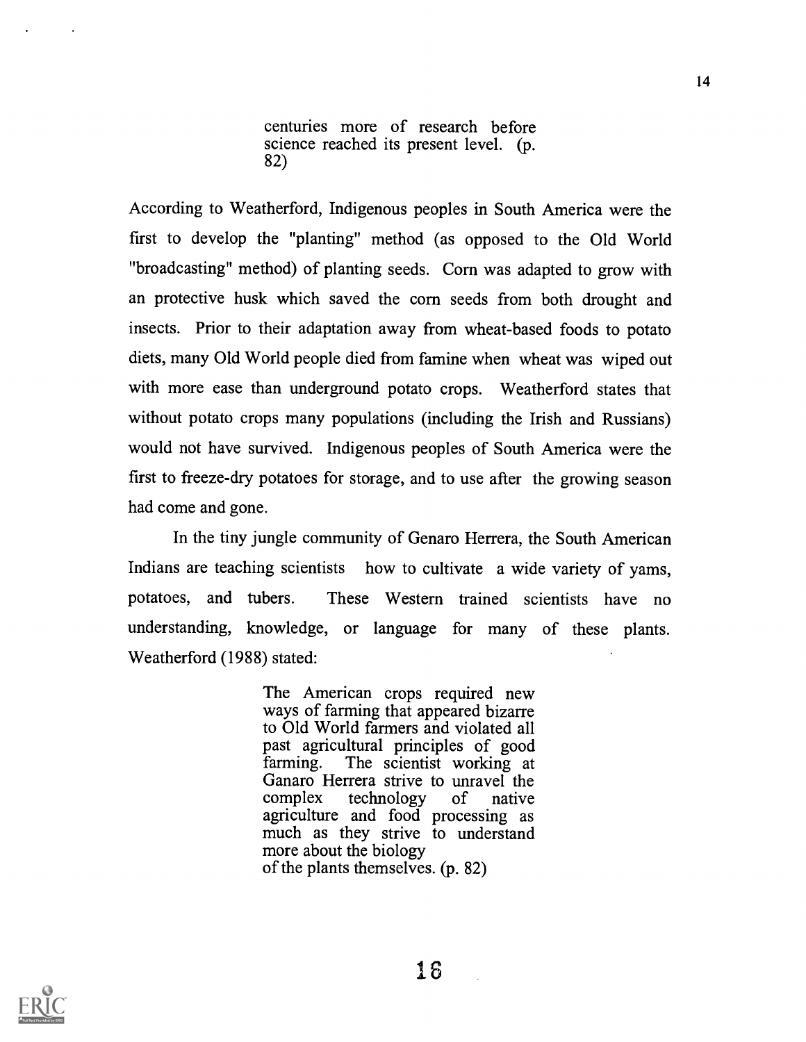> centuries more of research before science reached its present level. (p. 82)

According to Weatherford, Indigenous peoples in South America were the first to develop the "planting" method (as opposed to the Old World "broadcasting" method) of planting seeds. Corn was adapted to grow with an protective husk which saved the corn seeds from both drought and insects. Prior to their adaptation away from wheat-based foods to potato diets, many Old World people died from famine when wheat was wiped out with more ease than underground potato crops. Weatherford states that without potato crops many populations (including the Irish and Russians) would not have survived. Indigenous peoples of South America were the first to freeze-dry potatoes for storage, and to use after the growing season had come and gone.

In the tiny jungle community of Genaro Herrera, the South American Indians are teaching scientists how to cultivate a wide variety of yams, potatoes, and tubers. These Western trained scientists have no understanding, knowledge, or language for many of these plants. Weatherford (1988) stated:

> The American crops required new ways of farming that appeared bizarre to Old World farmers and violated all past agricultural principles of good farming. The scientist working at Ganaro Herrera strive to unravel the complex technology of native agriculture and food processing as much as they strive to understand more about the biology of the plants themselves. (p. 82)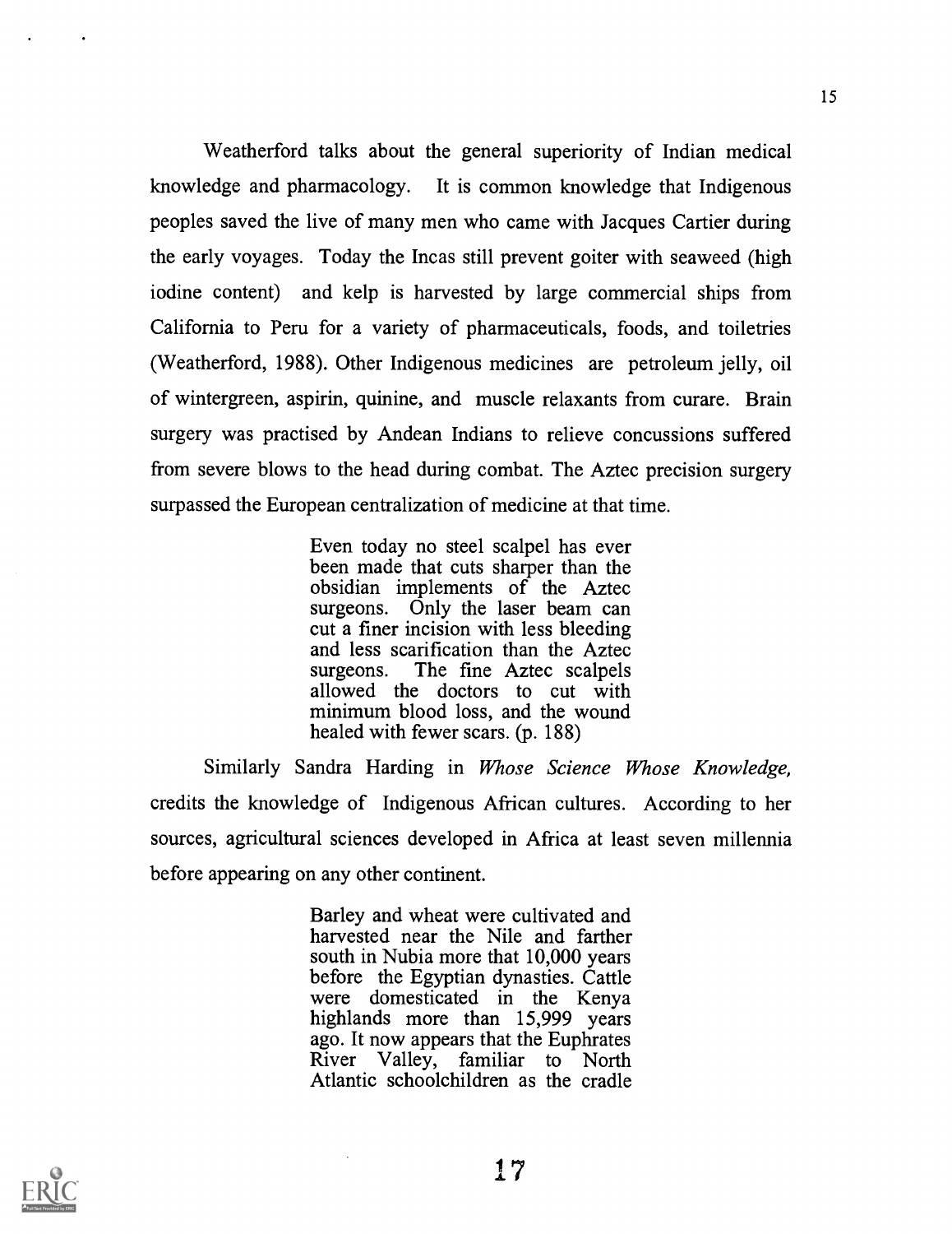Weatherford talks about the general superiority of Indian medical knowledge and pharmacology. It is common knowledge that Indigenous peoples saved the live of many men who came with Jacques Cartier during the early voyages. Today the Incas still prevent goiter with seaweed (high iodine content) and kelp is harvested by large commercial ships from California to Peru for a variety of pharmaceuticals, foods, and toiletries (Weatherford, 1988). Other Indigenous medicines are petroleum jelly, oil of wintergreen, aspirin, quinine, and muscle relaxants from curare. Brain surgery was practised by Andean Indians to relieve concussions suffered from severe blows to the head during combat. The Aztec precision surgery surpassed the European centralization of medicine at that time.

> Even today no steel scalpel has ever been made that cuts sharper than the obsidian implements of the Aztec surgeons. Only the laser beam can cut a finer incision with less bleeding and less scarification than the Aztec surgeons. The fine Aztec scalpels allowed the doctors to cut with minimum blood loss, and the wound healed with fewer scars. (p. 188)

Similarly Sandra Harding in *Whose Science Whose Knowledge,* credits the knowledge of Indigenous African cultures. According to her sources, agricultural sciences developed in Africa at least seven millennia before appearing on any other continent.

> Barley and wheat were cultivated and harvested near the Nile and farther south in Nubia more that 10,000 years before the Egyptian dynasties. Cattle were domesticated in the Kenya highlands more than 15,999 years ago. It now appears that the Euphrates River Valley, familiar to North Atlantic schoolchildren as the cradle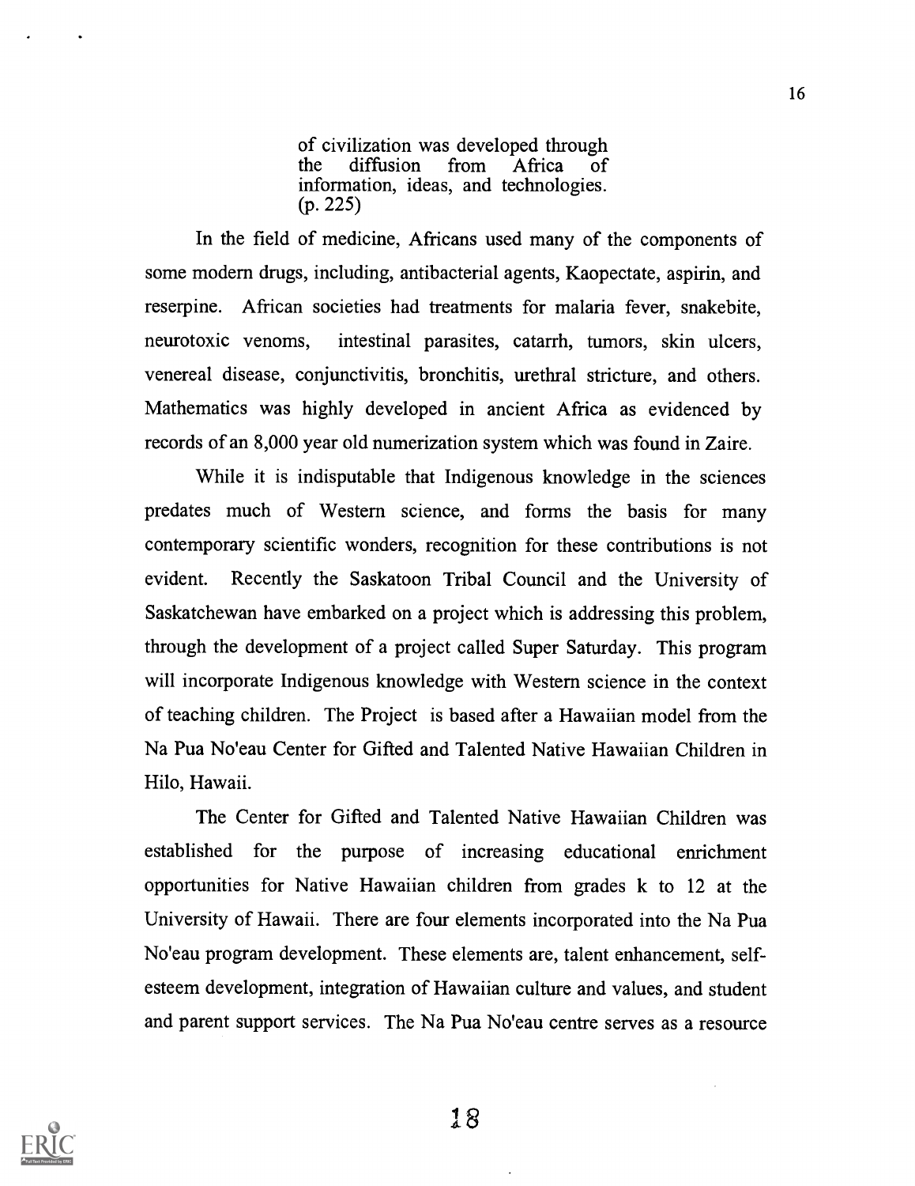> of civilization was developed through the diffusion from Africa of information, ideas, and technologies. (p. 225)

In the field of medicine, Africans used many of the components of some modern drugs, including, antibacterial agents, Kaopectate, aspirin, and reserpine. African societies had treatments for malaria fever, snakebite, neurotoxic venoms, intestinal parasites, catarrh, tumors, skin ulcers, venereal disease, conjunctivitis, bronchitis, urethral stricture, and others. Mathematics was highly developed in ancient Africa as evidenced by records of an 8,000 year old numerization system which was found in Zaire.

While it is indisputable that Indigenous knowledge in the sciences predates much of Western science, and forms the basis for many contemporary scientific wonders, recognition for these contributions is not evident. Recently the Saskatoon Tribal Council and the University of Saskatchewan have embarked on a project which is addressing this problem, through the development of a project called Super Saturday. This program will incorporate Indigenous knowledge with Western science in the context of teaching children. The Project is based after a Hawaiian model from the Na Pua No'eau Center for Gifted and Talented Native Hawaiian Children in Hilo, Hawaii.

The Center for Gifted and Talented Native Hawaiian Children was established for the purpose of increasing educational enrichment opportunities for Native Hawaiian children from grades k to 12 at the University of Hawaii. There are four elements incorporated into the Na Pua No'eau program development. These elements are, talent enhancement, self-esteem development, integration of Hawaiian culture and values, and student and parent support services. The Na Pua No'eau centre serves as a resource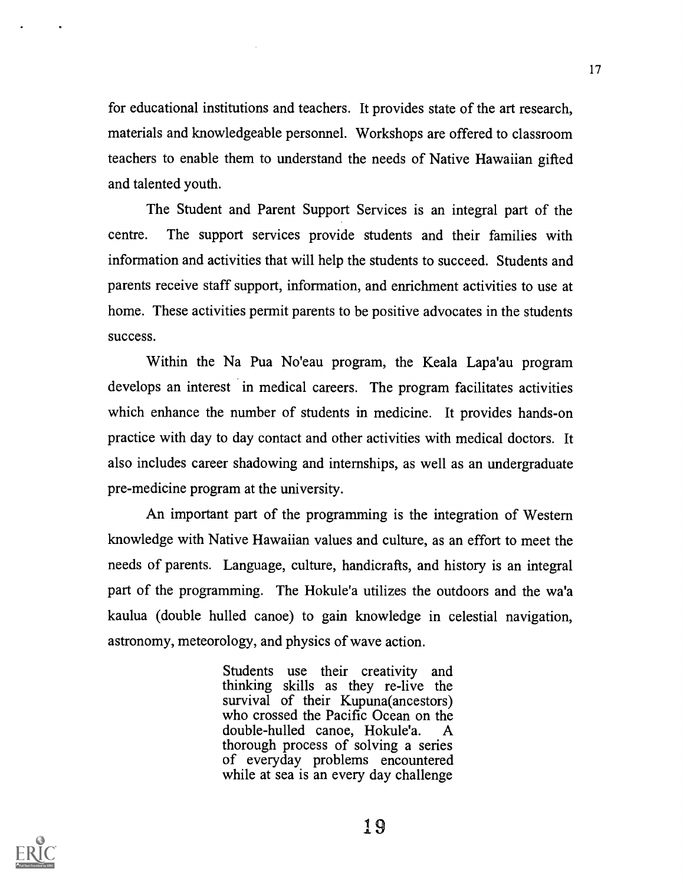for educational institutions and teachers. It provides state of the art research, materials and knowledgeable personnel. Workshops are offered to classroom teachers to enable them to understand the needs of Native Hawaiian gifted and talented youth.

The Student and Parent Support Services is an integral part of the centre. The support services provide students and their families with information and activities that will help the students to succeed. Students and parents receive staff support, information, and enrichment activities to use at home. These activities permit parents to be positive advocates in the students success.

Within the Na Pua No'eau program, the Keala Lapa'au program develops an interest in medical careers. The program facilitates activities which enhance the number of students in medicine. It provides hands-on practice with day to day contact and other activities with medical doctors. It also includes career shadowing and internships, as well as an undergraduate pre-medicine program at the university.

An important part of the programming is the integration of Western knowledge with Native Hawaiian values and culture, as an effort to meet the needs of parents. Language, culture, handicrafts, and history is an integral part of the programming. The Hokule'a utilizes the outdoors and the wa'a kaulua (double hulled canoe) to gain knowledge in celestial navigation, astronomy, meteorology, and physics of wave action.

> Students use their creativity and thinking skills as they re-live the survival of their Kupuna(ancestors) who crossed the Pacific Ocean on the double-hulled canoe, Hokule'a. A thorough process of solving a series of everyday problems encountered while at sea is an every day challenge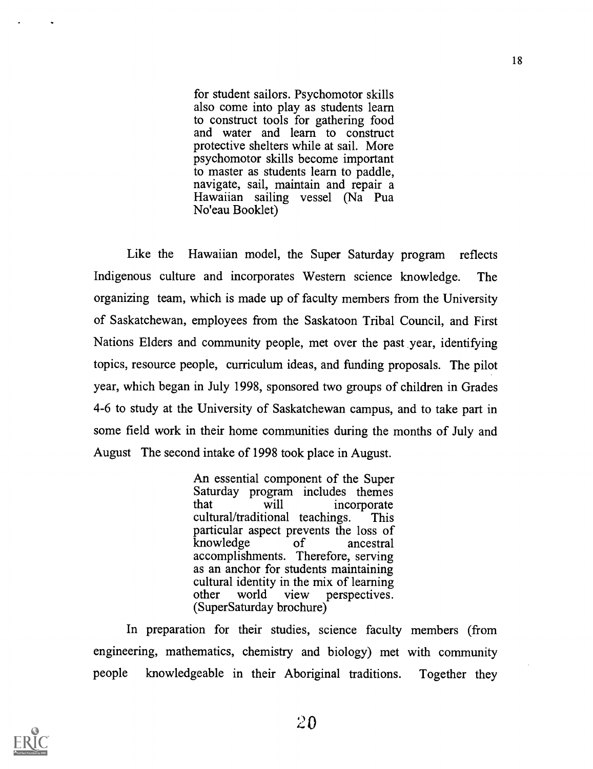> for student sailors. Psychomotor skills also come into play as students learn to construct tools for gathering food and water and learn to construct protective shelters while at sail. More psychomotor skills become important to master as students learn to paddle, navigate, sail, maintain and repair a Hawaiian sailing vessel (Na Pua No'eau Booklet)

Like the Hawaiian model, the Super Saturday program reflects Indigenous culture and incorporates Western science knowledge. The organizing team, which is made up of faculty members from the University of Saskatchewan, employees from the Saskatoon Tribal Council, and First Nations Elders and community people, met over the past year, identifying topics, resource people, curriculum ideas, and funding proposals. The pilot year, which began in July 1998, sponsored two groups of children in Grades 4-6 to study at the University of Saskatchewan campus, and to take part in some field work in their home communities during the months of July and August The second intake of 1998 took place in August.

> An essential component of the Super Saturday program includes themes that will incorporate cultural/traditional teachings. This particular aspect prevents the loss of knowledge of ancestral accomplishments. Therefore, serving as an anchor for students maintaining cultural identity in the mix of learning other world view perspectives. (SuperSaturday brochure)

In preparation for their studies, science faculty members (from engineering, mathematics, chemistry and biology) met with community people knowledgeable in their Aboriginal traditions. Together they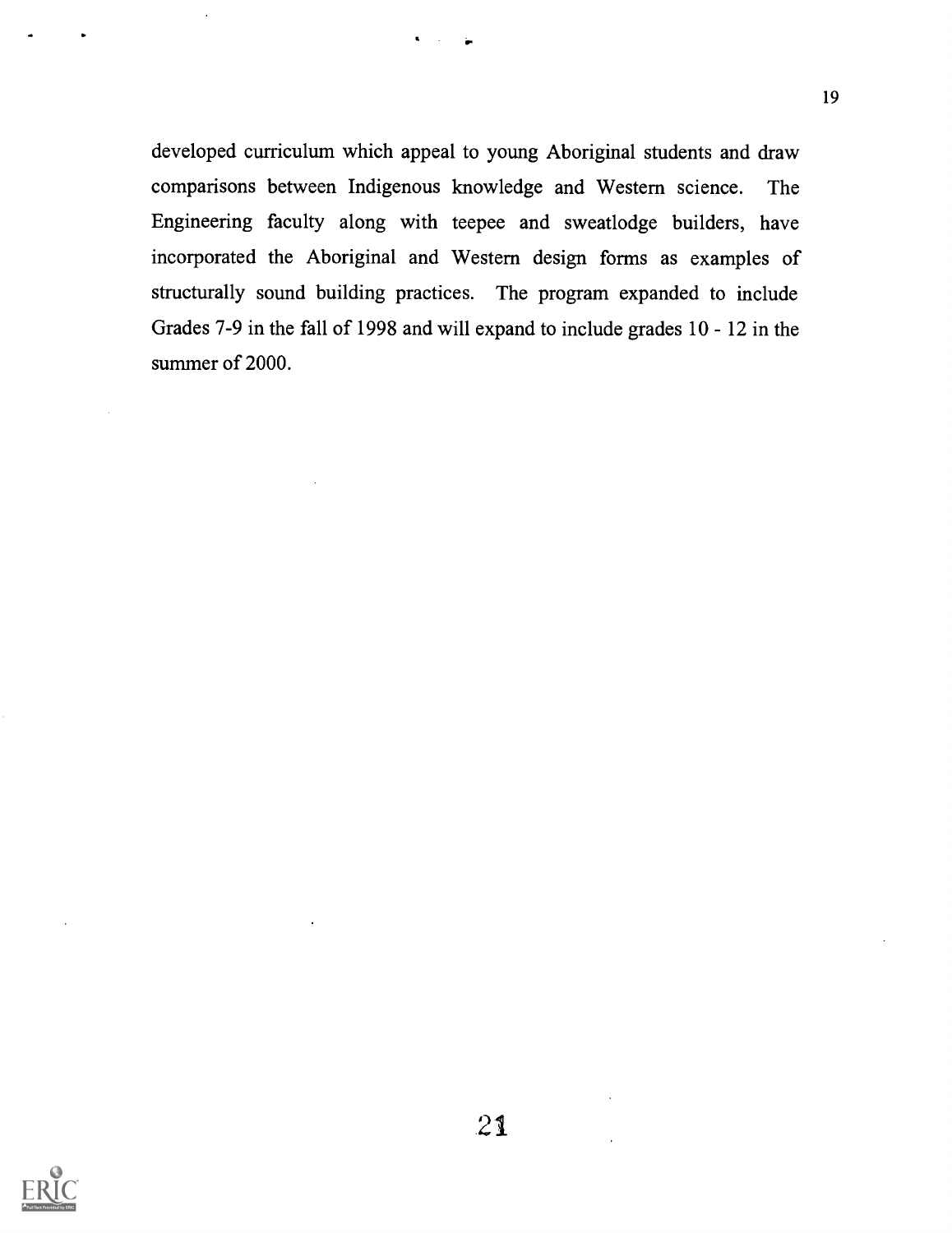developed curriculum which appeal to young Aboriginal students and draw comparisons between Indigenous knowledge and Western science. The Engineering faculty along with teepee and sweatlodge builders, have incorporated the Aboriginal and Western design forms as examples of structurally sound building practices. The program expanded to include Grades 7-9 in the fall of 1998 and will expand to include grades 10 - 12 in the summer of 2000.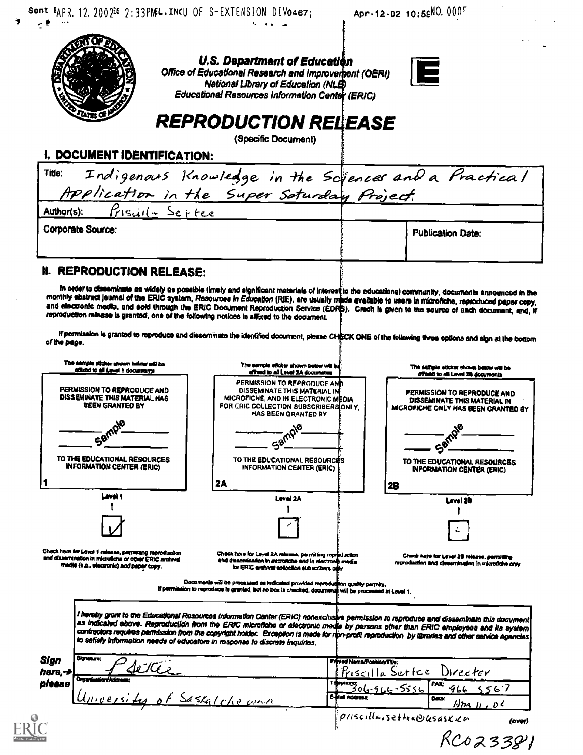Sent APR. 12. 2002 2:33PM L.INCU OF S-EXTENSION DIV0467; Apr-12-02 10:56 NO. 0005

**U.S. Department of Education**
*Office of Educational Research and Improvement (OERI)*
*National Library of Education (NLE)*
*Educational Resources Information Center (ERIC)*

# REPRODUCTION RELEASE

(Specific Document)

## I. DOCUMENT IDENTIFICATION:

| | |
|---|---|
| Title: Indigenous Knowledge in the Sciences and a Practical Application in the Super Saturday Project. | |
| Author(s): Priscilla Settee | |
| Corporate Source: | Publication Date: |

## II. REPRODUCTION RELEASE:

In order to disseminate as widely as possible timely and significant materials of interest to the educational community, documents announced in the monthly abstract journal of the ERIC system, *Resources in Education* (RIE), are usually made available to users in microfiche, reproduced paper copy, and electronic media, and sold through the ERIC Document Reproduction Service (EDRS). Credit is given to the source of each document, and, if reproduction release is granted, one of the following notices is affixed to the document.

If permission is granted to reproduce and disseminate the identified document, please CHECK ONE of the following three options and sign at the bottom of the page.

| The sample sticker shown below will be affixed to all Level 1 documents | The sample sticker shown below will be affixed to all Level 2A documents | The sample sticker shown below will be affixed to all Level 2B documents |
|---|---|---|
| PERMISSION TO REPRODUCE AND DISSEMINATE THIS MATERIAL HAS BEEN GRANTED BY | PERMISSION TO REPRODUCE AND DISSEMINATE THIS MATERIAL IN MICROFICHE, AND IN ELECTRONIC MEDIA FOR ERIC COLLECTION SUBSCRIBERS ONLY, HAS BEEN GRANTED BY | PERMISSION TO REPRODUCE AND DISSEMINATE THIS MATERIAL IN MICROFICHE ONLY HAS BEEN GRANTED BY |
| Sample | Sample | Sample |
| TO THE EDUCATIONAL RESOURCES INFORMATION CENTER (ERIC) | TO THE EDUCATIONAL RESOURCES INFORMATION CENTER (ERIC) | TO THE EDUCATIONAL RESOURCES INFORMATION CENTER (ERIC) |
| 1 | 2A | 2B |
| Level 1 | Level 2A | Level 2B |
| ☑ | ☐ | ☐ |
| Check here for Level 1 release, permitting reproduction and dissemination in microfiche or other ERIC archival media (e.g., electronic) and paper copy. | Check here for Level 2A release, permitting reproduction and dissemination in microfiche and in electronic media for ERIC archival collection subscribers only | Check here for Level 2B release, permitting reproduction and dissemination in microfiche only |

Documents will be processed as indicated provided reproduction quality permits.
If permission to reproduce is granted, but no box is checked, documents will be processed at Level 1.

*I hereby grant to the Educational Resources Information Center (ERIC) nonexclusive permission to reproduce and disseminate this document as indicated above. Reproduction from the ERIC microfiche or electronic media by persons other than ERIC employees and its system contractors requires permission from the copyright holder. Exception is made for non-profit reproduction by libraries and other service agencies to satisfy information needs of educators in response to discrete inquiries.*

**Sign here, → please**

| | |
|---|---|
| Signature: P Settee | Printed Name/Position/Title: Priscilla Settee Director |
| Organization/Address: University of Saskatchewan | Telephone: 306-966-5556 FAX: 966 5567 |
| | E-Mail Address: priscilla.settee@usask.ca Date: Apr 11, 02 |

(over)

RC023381